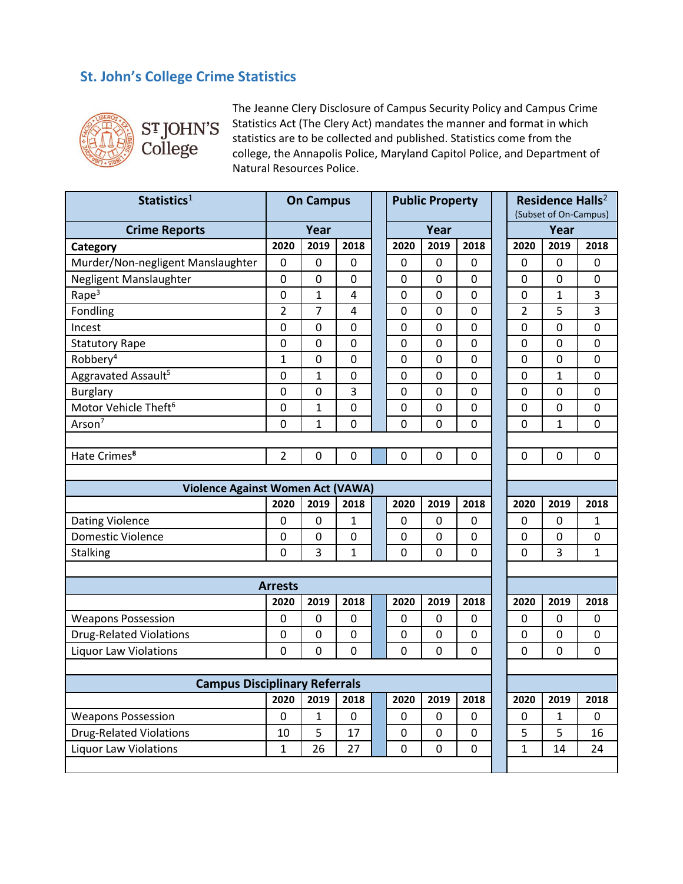## St. John's College Crime Statistics

ST JOHN'S College

The Jeanne Clery Disclosure of Campus Security Policy and Campus Crime Statistics Act (The Clery Act) mandates the manner and format in which statistics are to be collected and published. Statistics come from the college, the Annapolis Police, Maryland Capitol Police, and Department of Natural Resources Police.

| Statistics[1] | On Campus | | | Public Property | | | Residence Halls[2] (Subset of On-Campus) | | |
|---|---|---|---|---|---|---|---|---|---|
| **Crime Reports** | Year | | | Year | | | Year | | |
| **Category** | 2020 | 2019 | 2018 | 2020 | 2019 | 2018 | 2020 | 2019 | 2018 |
| Murder/Non-negligent Manslaughter | 0 | 0 | 0 | 0 | 0 | 0 | 0 | 0 | 0 |
| Negligent Manslaughter | 0 | 0 | 0 | 0 | 0 | 0 | 0 | 0 | 0 |
| Rape[3] | 0 | 1 | 4 | 0 | 0 | 0 | 0 | 1 | 3 |
| Fondling | 2 | 7 | 4 | 0 | 0 | 0 | 2 | 5 | 3 |
| Incest | 0 | 0 | 0 | 0 | 0 | 0 | 0 | 0 | 0 |
| Statutory Rape | 0 | 0 | 0 | 0 | 0 | 0 | 0 | 0 | 0 |
| Robbery[4] | 1 | 0 | 0 | 0 | 0 | 0 | 0 | 0 | 0 |
| Aggravated Assault[5] | 0 | 1 | 0 | 0 | 0 | 0 | 0 | 1 | 0 |
| Burglary | 0 | 0 | 3 | 0 | 0 | 0 | 0 | 0 | 0 |
| Motor Vehicle Theft[6] | 0 | 1 | 0 | 0 | 0 | 0 | 0 | 0 | 0 |
| Arson[7] | 0 | 1 | 0 | 0 | 0 | 0 | 0 | 1 | 0 |
| | | | | | | | | | |
| Hate Crimes[8] | 2 | 0 | 0 | 0 | 0 | 0 | 0 | 0 | 0 |
| | | | | | | | | | |
| **Violence Against Women Act (VAWA)** | | | | | | | | | |
| | 2020 | 2019 | 2018 | 2020 | 2019 | 2018 | 2020 | 2019 | 2018 |
| Dating Violence | 0 | 0 | 1 | 0 | 0 | 0 | 0 | 0 | 1 |
| Domestic Violence | 0 | 0 | 0 | 0 | 0 | 0 | 0 | 0 | 0 |
| Stalking | 0 | 3 | 1 | 0 | 0 | 0 | 0 | 3 | 1 |
| | | | | | | | | | |
| **Arrests** | | | | | | | | | |
| | 2020 | 2019 | 2018 | 2020 | 2019 | 2018 | 2020 | 2019 | 2018 |
| Weapons Possession | 0 | 0 | 0 | 0 | 0 | 0 | 0 | 0 | 0 |
| Drug-Related Violations | 0 | 0 | 0 | 0 | 0 | 0 | 0 | 0 | 0 |
| Liquor Law Violations | 0 | 0 | 0 | 0 | 0 | 0 | 0 | 0 | 0 |
| | | | | | | | | | |
| **Campus Disciplinary Referrals** | | | | | | | | | |
| | 2020 | 2019 | 2018 | 2020 | 2019 | 2018 | 2020 | 2019 | 2018 |
| Weapons Possession | 0 | 1 | 0 | 0 | 0 | 0 | 0 | 1 | 0 |
| Drug-Related Violations | 10 | 5 | 17 | 0 | 0 | 0 | 5 | 5 | 16 |
| Liquor Law Violations | 1 | 26 | 27 | 0 | 0 | 0 | 1 | 14 | 24 |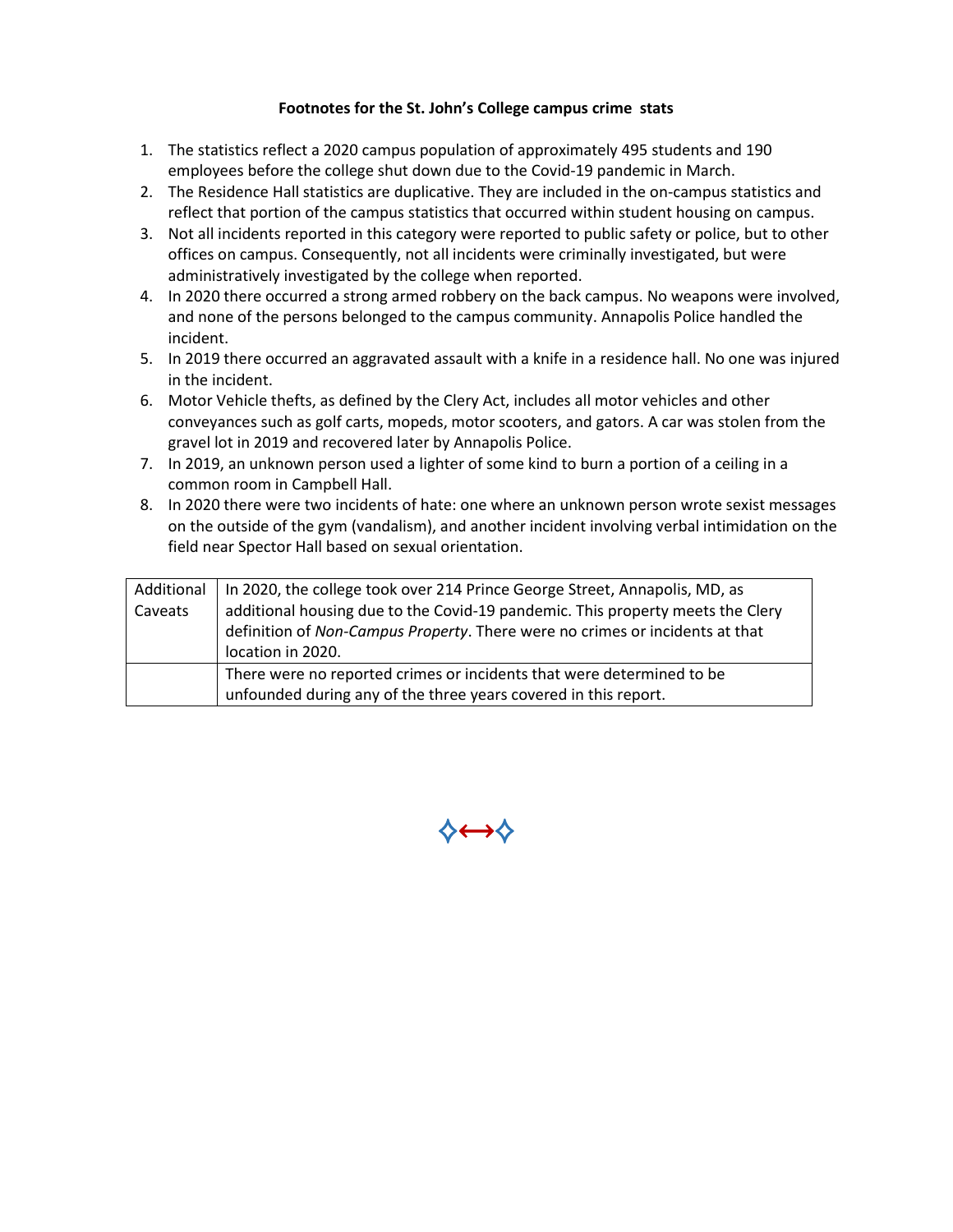**Footnotes for the St. John's College campus crime stats**

1. The statistics reflect a 2020 campus population of approximately 495 students and 190 employees before the college shut down due to the Covid-19 pandemic in March.
2. The Residence Hall statistics are duplicative. They are included in the on-campus statistics and reflect that portion of the campus statistics that occurred within student housing on campus.
3. Not all incidents reported in this category were reported to public safety or police, but to other offices on campus. Consequently, not all incidents were criminally investigated, but were administratively investigated by the college when reported.
4. In 2020 there occurred a strong armed robbery on the back campus. No weapons were involved, and none of the persons belonged to the campus community. Annapolis Police handled the incident.
5. In 2019 there occurred an aggravated assault with a knife in a residence hall. No one was injured in the incident.
6. Motor Vehicle thefts, as defined by the Clery Act, includes all motor vehicles and other conveyances such as golf carts, mopeds, motor scooters, and gators. A car was stolen from the gravel lot in 2019 and recovered later by Annapolis Police.
7. In 2019, an unknown person used a lighter of some kind to burn a portion of a ceiling in a common room in Campbell Hall.
8. In 2020 there were two incidents of hate: one where an unknown person wrote sexist messages on the outside of the gym (vandalism), and another incident involving verbal intimidation on the field near Spector Hall based on sexual orientation.

| | |
|---|---|
| Additional Caveats | In 2020, the college took over 214 Prince George Street, Annapolis, MD, as additional housing due to the Covid-19 pandemic. This property meets the Clery definition of *Non-Campus Property*. There were no crimes or incidents at that location in 2020. |
| | There were no reported crimes or incidents that were determined to be unfounded during any of the three years covered in this report. |